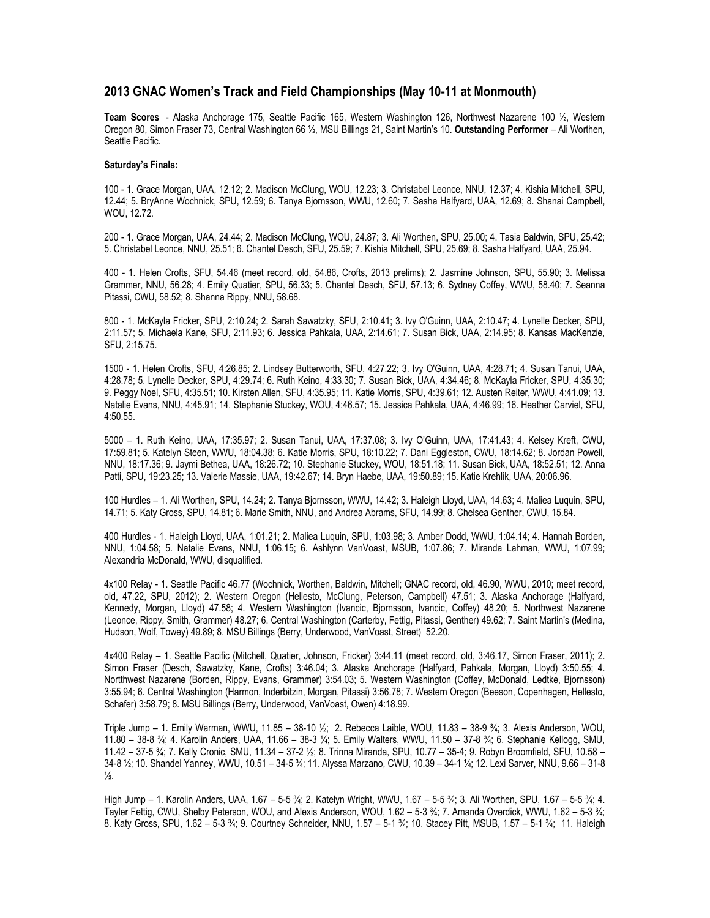## 2013 GNAC Women's Track and Field Championships (May 10-11 at Monmouth)

**Team Scores** - Alaska Anchorage 175, Seattle Pacific 165, Western Washington 126, Northwest Nazarene 100 ½, Western Oregon 80, Simon Fraser 73, Central Washington 66 ½, MSU Billings 21, Saint Martin's 10. **Outstanding Performer** – Ali Worthen, Seattle Pacific.

**Saturday's Finals:**

100 - 1. Grace Morgan, UAA, 12.12; 2. Madison McClung, WOU, 12.23; 3. Christabel Leonce, NNU, 12.37; 4. Kishia Mitchell, SPU, 12.44; 5. BryAnne Wochnick, SPU, 12.59; 6. Tanya Bjornsson, WWU, 12.60; 7. Sasha Halfyard, UAA, 12.69; 8. Shanai Campbell, WOU, 12.72.

200 - 1. Grace Morgan, UAA, 24.44; 2. Madison McClung, WOU, 24.87; 3. Ali Worthen, SPU, 25.00; 4. Tasia Baldwin, SPU, 25.42; 5. Christabel Leonce, NNU, 25.51; 6. Chantel Desch, SFU, 25.59; 7. Kishia Mitchell, SPU, 25.69; 8. Sasha Halfyard, UAA, 25.94.

400 - 1. Helen Crofts, SFU, 54.46 (meet record, old, 54.86, Crofts, 2013 prelims); 2. Jasmine Johnson, SPU, 55.90; 3. Melissa Grammer, NNU, 56.28; 4. Emily Quatier, SPU, 56.33; 5. Chantel Desch, SFU, 57.13; 6. Sydney Coffey, WWU, 58.40; 7. Seanna Pitassi, CWU, 58.52; 8. Shanna Rippy, NNU, 58.68.

800 - 1. McKayla Fricker, SPU, 2:10.24; 2. Sarah Sawatzky, SFU, 2:10.41; 3. Ivy O'Guinn, UAA, 2:10.47; 4. Lynelle Decker, SPU, 2:11.57; 5. Michaela Kane, SFU, 2:11.93; 6. Jessica Pahkala, UAA, 2:14.61; 7. Susan Bick, UAA, 2:14.95; 8. Kansas MacKenzie, SFU, 2:15.75.

1500 - 1. Helen Crofts, SFU, 4:26.85; 2. Lindsey Butterworth, SFU, 4:27.22; 3. Ivy O'Guinn, UAA, 4:28.71; 4. Susan Tanui, UAA, 4:28.78; 5. Lynelle Decker, SPU, 4:29.74; 6. Ruth Keino, 4:33.30; 7. Susan Bick, UAA, 4:34.46; 8. McKayla Fricker, SPU, 4:35.30; 9. Peggy Noel, SFU, 4:35.51; 10. Kirsten Allen, SFU, 4:35.95; 11. Katie Morris, SPU, 4:39.61; 12. Austen Reiter, WWU, 4:41.09; 13. Natalie Evans, NNU, 4:45.91; 14. Stephanie Stuckey, WOU, 4:46.57; 15. Jessica Pahkala, UAA, 4:46.99; 16. Heather Carviel, SFU, 4:50.55.

5000 – 1. Ruth Keino, UAA, 17:35.97; 2. Susan Tanui, UAA, 17:37.08; 3. Ivy O'Guinn, UAA, 17:41.43; 4. Kelsey Kreft, CWU, 17:59.81; 5. Katelyn Steen, WWU, 18:04.38; 6. Katie Morris, SPU, 18:10.22; 7. Dani Eggleston, CWU, 18:14.62; 8. Jordan Powell, NNU, 18:17.36; 9. Jaymi Bethea, UAA, 18:26.72; 10. Stephanie Stuckey, WOU, 18:51.18; 11. Susan Bick, UAA, 18:52.51; 12. Anna Patti, SPU, 19:23.25; 13. Valerie Massie, UAA, 19:42.67; 14. Bryn Haebe, UAA, 19:50.89; 15. Katie Krehlik, UAA, 20:06.96.

100 Hurdles – 1. Ali Worthen, SPU, 14.24; 2. Tanya Bjornsson, WWU, 14.42; 3. Haleigh Lloyd, UAA, 14.63; 4. Maliea Luquin, SPU, 14.71; 5. Katy Gross, SPU, 14.81; 6. Marie Smith, NNU, and Andrea Abrams, SFU, 14.99; 8. Chelsea Genther, CWU, 15.84.

400 Hurdles - 1. Haleigh Lloyd, UAA, 1:01.21; 2. Maliea Luquin, SPU, 1:03.98; 3. Amber Dodd, WWU, 1:04.14; 4. Hannah Borden, NNU, 1:04.58; 5. Natalie Evans, NNU, 1:06.15; 6. Ashlynn VanVoast, MSUB, 1:07.86; 7. Miranda Lahman, WWU, 1:07.99; Alexandria McDonald, WWU, disqualified.

4x100 Relay - 1. Seattle Pacific 46.77 (Wochnick, Worthen, Baldwin, Mitchell; GNAC record, old, 46.90, WWU, 2010; meet record, old, 47.22, SPU, 2012); 2. Western Oregon (Hellesto, McClung, Peterson, Campbell) 47.51; 3. Alaska Anchorage (Halfyard, Kennedy, Morgan, Lloyd) 47.58; 4. Western Washington (Ivancic, Bjornsson, Ivancic, Coffey) 48.20; 5. Northwest Nazarene (Leonce, Rippy, Smith, Grammer) 48.27; 6. Central Washington (Carterby, Fettig, Pitassi, Genther) 49.62; 7. Saint Martin's (Medina, Hudson, Wolf, Towey) 49.89; 8. MSU Billings (Berry, Underwood, VanVoast, Street) 52.20.

4x400 Relay – 1. Seattle Pacific (Mitchell, Quatier, Johnson, Fricker) 3:44.11 (meet record, old, 3:46.17, Simon Fraser, 2011); 2. Simon Fraser (Desch, Sawatzky, Kane, Crofts) 3:46.04; 3. Alaska Anchorage (Halfyard, Pahkala, Morgan, Lloyd) 3:50.55; 4. Northtwest Nazarene (Borden, Rippy, Evans, Grammer) 3:54.03; 5. Western Washington (Coffey, McDonald, Ledtke, Bjornsson) 3:55.94; 6. Central Washington (Harmon, Inderbitzin, Morgan, Pitassi) 3:56.78; 7. Western Oregon (Beeson, Copenhagen, Hellesto, Schafer) 3:58.79; 8. MSU Billings (Berry, Underwood, VanVoast, Owen) 4:18.99.

Triple Jump – 1. Emily Warman, WWU, 11.85 – 38-10 ½; 2. Rebecca Laible, WOU, 11.83 – 38-9 ¾; 3. Alexis Anderson, WOU, 11.80 – 38-8 ¾; 4. Karolin Anders, UAA, 11.66 – 38-3 ¼; 5. Emily Walters, WWU, 11.50 – 37-8 ¾; 6. Stephanie Kellogg, SMU, 11.42 – 37-5 ¾; 7. Kelly Cronic, SMU, 11.34 – 37-2 ½; 8. Trinna Miranda, SPU, 10.77 – 35-4; 9. Robyn Broomfield, SFU, 10.58 – 34-8 ½; 10. Shandel Yanney, WWU, 10.51 – 34-5 ¾; 11. Alyssa Marzano, CWU, 10.39 – 34-1 ¼; 12. Lexi Sarver, NNU, 9.66 – 31-8 ½.

High Jump – 1. Karolin Anders, UAA, 1.67 – 5-5 ¾; 2. Katelyn Wright, WWU, 1.67 – 5-5 ¾; 3. Ali Worthen, SPU, 1.67 – 5-5 ¾; 4. Tayler Fettig, CWU, Shelby Peterson, WOU, and Alexis Anderson, WOU, 1.62 – 5-3 ¾; 7. Amanda Overdick, WWU, 1.62 – 5-3 ¾; 8. Katy Gross, SPU, 1.62 – 5-3 ¾; 9. Courtney Schneider, NNU, 1.57 – 5-1 ¾; 10. Stacey Pitt, MSUB, 1.57 – 5-1 ¾; 11. Haleigh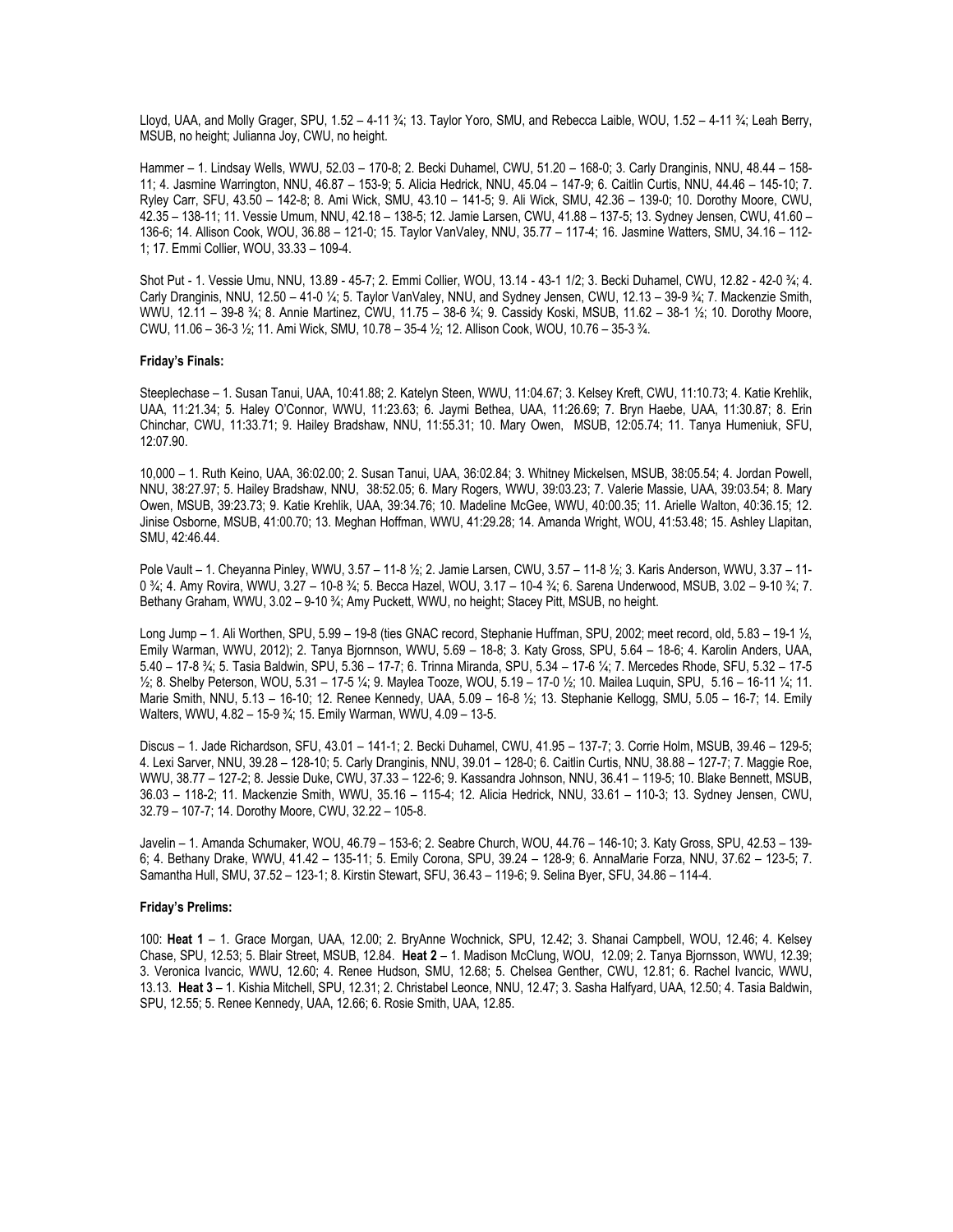Lloyd, UAA, and Molly Grager, SPU, 1.52 – 4-11 ¾; 13. Taylor Yoro, SMU, and Rebecca Laible, WOU, 1.52 – 4-11 ¾; Leah Berry, MSUB, no height; Julianna Joy, CWU, no height.

Hammer – 1. Lindsay Wells, WWU, 52.03 – 170-8; 2. Becki Duhamel, CWU, 51.20 – 168-0; 3. Carly Dranginis, NNU, 48.44 – 158-11; 4. Jasmine Warrington, NNU, 46.87 – 153-9; 5. Alicia Hedrick, NNU, 45.04 – 147-9; 6. Caitlin Curtis, NNU, 44.46 – 145-10; 7. Ryley Carr, SFU, 43.50 – 142-8; 8. Ami Wick, SMU, 43.10 – 141-5; 9. Ali Wick, SMU, 42.36 – 139-0; 10. Dorothy Moore, CWU, 42.35 – 138-11; 11. Vessie Umum, NNU, 42.18 – 138-5; 12. Jamie Larsen, CWU, 41.88 – 137-5; 13. Sydney Jensen, CWU, 41.60 – 136-6; 14. Allison Cook, WOU, 36.88 – 121-0; 15. Taylor VanValey, NNU, 35.77 – 117-4; 16. Jasmine Watters, SMU, 34.16 – 112-1; 17. Emmi Collier, WOU, 33.33 – 109-4.

Shot Put - 1. Vessie Umu, NNU, 13.89 - 45-7; 2. Emmi Collier, WOU, 13.14 - 43-1 1/2; 3. Becki Duhamel, CWU, 12.82 - 42-0 ¾; 4. Carly Dranginis, NNU, 12.50 – 41-0 ¼; 5. Taylor VanValey, NNU, and Sydney Jensen, CWU, 12.13 – 39-9 ¾; 7. Mackenzie Smith, WWU, 12.11 – 39-8 ¾; 8. Annie Martinez, CWU, 11.75 – 38-6 ¾; 9. Cassidy Koski, MSUB, 11.62 – 38-1 ½; 10. Dorothy Moore, CWU, 11.06 – 36-3 ½; 11. Ami Wick, SMU, 10.78 – 35-4 ½; 12. Allison Cook, WOU, 10.76 – 35-3 ¾.

**Friday's Finals:**

Steeplechase – 1. Susan Tanui, UAA, 10:41.88; 2. Katelyn Steen, WWU, 11:04.67; 3. Kelsey Kreft, CWU, 11:10.73; 4. Katie Krehlik, UAA, 11:21.34; 5. Haley O'Connor, WWU, 11:23.63; 6. Jaymi Bethea, UAA, 11:26.69; 7. Bryn Haebe, UAA, 11:30.87; 8. Erin Chinchar, CWU, 11:33.71; 9. Hailey Bradshaw, NNU, 11:55.31; 10. Mary Owen, MSUB, 12:05.74; 11. Tanya Humeniuk, SFU, 12:07.90.

10,000 – 1. Ruth Keino, UAA, 36:02.00; 2. Susan Tanui, UAA, 36:02.84; 3. Whitney Mickelsen, MSUB, 38:05.54; 4. Jordan Powell, NNU, 38:27.97; 5. Hailey Bradshaw, NNU, 38:52.05; 6. Mary Rogers, WWU, 39:03.23; 7. Valerie Massie, UAA, 39:03.54; 8. Mary Owen, MSUB, 39:23.73; 9. Katie Krehlik, UAA, 39:34.76; 10. Madeline McGee, WWU, 40:00.35; 11. Arielle Walton, 40:36.15; 12. Jinise Osborne, MSUB, 41:00.70; 13. Meghan Hoffman, WWU, 41:29.28; 14. Amanda Wright, WOU, 41:53.48; 15. Ashley Llapitan, SMU, 42:46.44.

Pole Vault – 1. Cheyanna Pinley, WWU, 3.57 – 11-8 ½; 2. Jamie Larsen, CWU, 3.57 – 11-8 ½; 3. Karis Anderson, WWU, 3.37 – 11-0 ¾; 4. Amy Rovira, WWU, 3.27 – 10-8 ¾; 5. Becca Hazel, WOU, 3.17 – 10-4 ¾; 6. Sarena Underwood, MSUB, 3.02 – 9-10 ¾; 7. Bethany Graham, WWU, 3.02 – 9-10 ¾; Amy Puckett, WWU, no height; Stacey Pitt, MSUB, no height.

Long Jump – 1. Ali Worthen, SPU, 5.99 – 19-8 (ties GNAC record, Stephanie Huffman, SPU, 2002; meet record, old, 5.83 – 19-1 ½, Emily Warman, WWU, 2012); 2. Tanya Bjornnson, WWU, 5.69 – 18-8; 3. Katy Gross, SPU, 5.64 – 18-6; 4. Karolin Anders, UAA, 5.40 – 17-8 ¾; 5. Tasia Baldwin, SPU, 5.36 – 17-7; 6. Trinna Miranda, SPU, 5.34 – 17-6 ¼; 7. Mercedes Rhode, SFU, 5.32 – 17-5 ½; 8. Shelby Peterson, WOU, 5.31 – 17-5 ¼; 9. Maylea Tooze, WOU, 5.19 – 17-0 ½; 10. Mailea Luquin, SPU, 5.16 – 16-11 ¼; 11. Marie Smith, NNU, 5.13 – 16-10; 12. Renee Kennedy, UAA, 5.09 – 16-8 ½; 13. Stephanie Kellogg, SMU, 5.05 – 16-7; 14. Emily Walters, WWU, 4.82 – 15-9 ¾; 15. Emily Warman, WWU, 4.09 – 13-5.

Discus – 1. Jade Richardson, SFU, 43.01 – 141-1; 2. Becki Duhamel, CWU, 41.95 – 137-7; 3. Corrie Holm, MSUB, 39.46 – 129-5; 4. Lexi Sarver, NNU, 39.28 – 128-10; 5. Carly Dranginis, NNU, 39.01 – 128-0; 6. Caitlin Curtis, NNU, 38.88 – 127-7; 7. Maggie Roe, WWU, 38.77 – 127-2; 8. Jessie Duke, CWU, 37.33 – 122-6; 9. Kassandra Johnson, NNU, 36.41 – 119-5; 10. Blake Bennett, MSUB, 36.03 – 118-2; 11. Mackenzie Smith, WWU, 35.16 – 115-4; 12. Alicia Hedrick, NNU, 33.61 – 110-3; 13. Sydney Jensen, CWU, 32.79 – 107-7; 14. Dorothy Moore, CWU, 32.22 – 105-8.

Javelin – 1. Amanda Schumaker, WOU, 46.79 – 153-6; 2. Seabre Church, WOU, 44.76 – 146-10; 3. Katy Gross, SPU, 42.53 – 139-6; 4. Bethany Drake, WWU, 41.42 – 135-11; 5. Emily Corona, SPU, 39.24 – 128-9; 6. AnnaMarie Forza, NNU, 37.62 – 123-5; 7. Samantha Hull, SMU, 37.52 – 123-1; 8. Kirstin Stewart, SFU, 36.43 – 119-6; 9. Selina Byer, SFU, 34.86 – 114-4.

**Friday's Prelims:**

100: **Heat 1** – 1. Grace Morgan, UAA, 12.00; 2. BryAnne Wochnick, SPU, 12.42; 3. Shanai Campbell, WOU, 12.46; 4. Kelsey Chase, SPU, 12.53; 5. Blair Street, MSUB, 12.84. **Heat 2** – 1. Madison McClung, WOU, 12.09; 2. Tanya Bjornsson, WWU, 12.39; 3. Veronica Ivancic, WWU, 12.60; 4. Renee Hudson, SMU, 12.68; 5. Chelsea Genther, CWU, 12.81; 6. Rachel Ivancic, WWU, 13.13. **Heat 3** – 1. Kishia Mitchell, SPU, 12.31; 2. Christabel Leonce, NNU, 12.47; 3. Sasha Halfyard, UAA, 12.50; 4. Tasia Baldwin, SPU, 12.55; 5. Renee Kennedy, UAA, 12.66; 6. Rosie Smith, UAA, 12.85.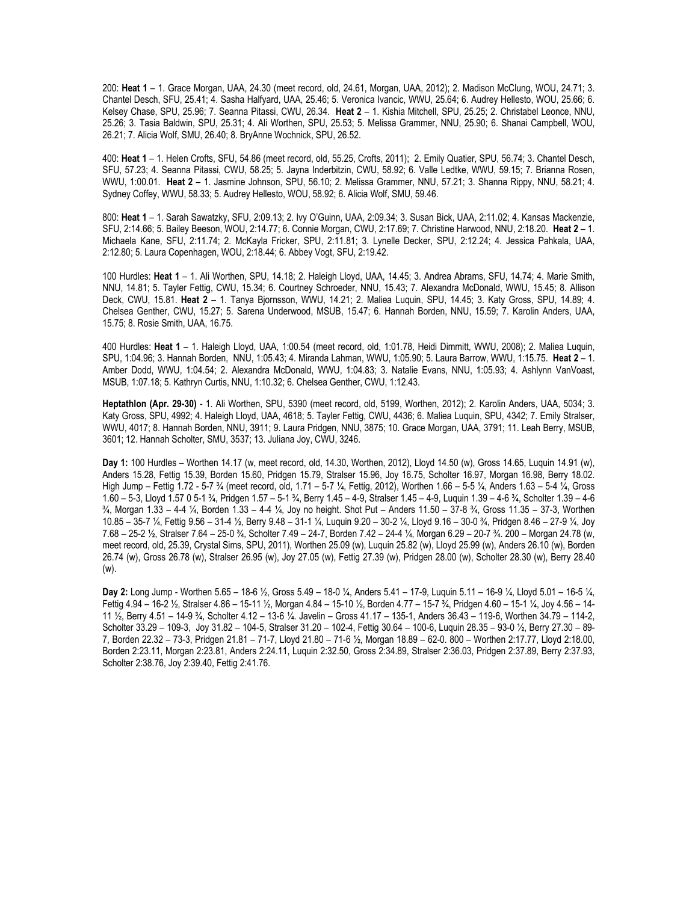200: **Heat 1** – 1. Grace Morgan, UAA, 24.30 (meet record, old, 24.61, Morgan, UAA, 2012); 2. Madison McClung, WOU, 24.71; 3. Chantel Desch, SFU, 25.41; 4. Sasha Halfyard, UAA, 25.46; 5. Veronica Ivancic, WWU, 25.64; 6. Audrey Hellesto, WOU, 25.66; 6. Kelsey Chase, SPU, 25.96; 7. Seanna Pitassi, CWU, 26.34. **Heat 2** – 1. Kishia Mitchell, SPU, 25.25; 2. Christabel Leonce, NNU, 25.26; 3. Tasia Baldwin, SPU, 25.31; 4. Ali Worthen, SPU, 25.53; 5. Melissa Grammer, NNU, 25.90; 6. Shanai Campbell, WOU, 26.21; 7. Alicia Wolf, SMU, 26.40; 8. BryAnne Wochnick, SPU, 26.52.

400: **Heat 1** – 1. Helen Crofts, SFU, 54.86 (meet record, old, 55.25, Crofts, 2011); 2. Emily Quatier, SPU, 56.74; 3. Chantel Desch, SFU, 57.23; 4. Seanna Pitassi, CWU, 58.25; 5. Jayna Inderbitzin, CWU, 58.92; 6. Valle Ledtke, WWU, 59.15; 7. Brianna Rosen, WWU, 1:00.01. **Heat 2** – 1. Jasmine Johnson, SPU, 56.10; 2. Melissa Grammer, NNU, 57.21; 3. Shanna Rippy, NNU, 58.21; 4. Sydney Coffey, WWU, 58.33; 5. Audrey Hellesto, WOU, 58.92; 6. Alicia Wolf, SMU, 59.46.

800: **Heat 1** – 1. Sarah Sawatzky, SFU, 2:09.13; 2. Ivy O'Guinn, UAA, 2:09.34; 3. Susan Bick, UAA, 2:11.02; 4. Kansas Mackenzie, SFU, 2:14.66; 5. Bailey Beeson, WOU, 2:14.77; 6. Connie Morgan, CWU, 2:17.69; 7. Christine Harwood, NNU, 2:18.20. **Heat 2** – 1. Michaela Kane, SFU, 2:11.74; 2. McKayla Fricker, SPU, 2:11.81; 3. Lynelle Decker, SPU, 2:12.24; 4. Jessica Pahkala, UAA, 2:12.80; 5. Laura Copenhagen, WOU, 2:18.44; 6. Abbey Vogt, SFU, 2:19.42.

100 Hurdles: **Heat 1** – 1. Ali Worthen, SPU, 14.18; 2. Haleigh Lloyd, UAA, 14.45; 3. Andrea Abrams, SFU, 14.74; 4. Marie Smith, NNU, 14.81; 5. Tayler Fettig, CWU, 15.34; 6. Courtney Schroeder, NNU, 15.43; 7. Alexandra McDonald, WWU, 15.45; 8. Allison Deck, CWU, 15.81. **Heat 2** – 1. Tanya Bjornsson, WWU, 14.21; 2. Maliea Luquin, SPU, 14.45; 3. Katy Gross, SPU, 14.89; 4. Chelsea Genther, CWU, 15.27; 5. Sarena Underwood, MSUB, 15.47; 6. Hannah Borden, NNU, 15.59; 7. Karolin Anders, UAA, 15.75; 8. Rosie Smith, UAA, 16.75.

400 Hurdles: **Heat 1** – 1. Haleigh Lloyd, UAA, 1:00.54 (meet record, old, 1:01.78, Heidi Dimmitt, WWU, 2008); 2. Maliea Luquin, SPU, 1:04.96; 3. Hannah Borden, NNU, 1:05.43; 4. Miranda Lahman, WWU, 1:05.90; 5. Laura Barrow, WWU, 1:15.75. **Heat 2** – 1. Amber Dodd, WWU, 1:04.54; 2. Alexandra McDonald, WWU, 1:04.83; 3. Natalie Evans, NNU, 1:05.93; 4. Ashlynn VanVoast, MSUB, 1:07.18; 5. Kathryn Curtis, NNU, 1:10.32; 6. Chelsea Genther, CWU, 1:12.43.

**Heptathlon (Apr. 29-30)** - 1. Ali Worthen, SPU, 5390 (meet record, old, 5199, Worthen, 2012); 2. Karolin Anders, UAA, 5034; 3. Katy Gross, SPU, 4992; 4. Haleigh Lloyd, UAA, 4618; 5. Tayler Fettig, CWU, 4436; 6. Maliea Luquin, SPU, 4342; 7. Emily Stralser, WWU, 4017; 8. Hannah Borden, NNU, 3911; 9. Laura Pridgen, NNU, 3875; 10. Grace Morgan, UAA, 3791; 11. Leah Berry, MSUB, 3601; 12. Hannah Scholter, SMU, 3537; 13. Juliana Joy, CWU, 3246.

**Day 1:** 100 Hurdles – Worthen 14.17 (w, meet record, old, 14.30, Worthen, 2012), Lloyd 14.50 (w), Gross 14.65, Luquin 14.91 (w), Anders 15.28, Fettig 15.39, Borden 15.60, Pridgen 15.79, Stralser 15.96, Joy 16.75, Scholter 16.97, Morgan 16.98, Berry 18.02. High Jump – Fettig 1.72 - 5-7 ¾ (meet record, old, 1.71 – 5-7 ¼, Fettig, 2012), Worthen 1.66 – 5-5 ¼, Anders 1.63 – 5-4 ¼, Gross 1.60 – 5-3, Lloyd 1.57 0 5-1 ¾, Pridgen 1.57 – 5-1 ¾, Berry 1.45 – 4-9, Stralser 1.45 – 4-9, Luquin 1.39 – 4-6 ¾, Scholter 1.39 – 4-6 ¾, Morgan 1.33 – 4-4 ¼, Borden 1.33 – 4-4 ¼, Joy no height. Shot Put – Anders 11.50 – 37-8 ¾, Gross 11.35 – 37-3, Worthen 10.85 – 35-7 ¼, Fettig 9.56 – 31-4 ½, Berry 9.48 – 31-1 ¼, Luquin 9.20 – 30-2 ¼, Lloyd 9.16 – 30-0 ¾, Pridgen 8.46 – 27-9 ¼, Joy 7.68 – 25-2 ½, Stralser 7.64 – 25-0 ¾, Scholter 7.49 – 24-7, Borden 7.42 – 24-4 ¼, Morgan 6.29 – 20-7 ¾. 200 – Morgan 24.78 (w, meet record, old, 25.39, Crystal Sims, SPU, 2011), Worthen 25.09 (w), Luquin 25.82 (w), Lloyd 25.99 (w), Anders 26.10 (w), Borden 26.74 (w), Gross 26.78 (w), Stralser 26.95 (w), Joy 27.05 (w), Fettig 27.39 (w), Pridgen 28.00 (w), Scholter 28.30 (w), Berry 28.40 (w).

**Day 2:** Long Jump - Worthen 5.65 – 18-6 ½, Gross 5.49 – 18-0 ¼, Anders 5.41 – 17-9, Luquin 5.11 – 16-9 ¼, Lloyd 5.01 – 16-5 ¼, Fettig 4.94 – 16-2 ½, Stralser 4.86 – 15-11 ½, Morgan 4.84 – 15-10 ½, Borden 4.77 – 15-7 ¾, Pridgen 4.60 – 15-1 ¼, Joy 4.56 – 14-11 ½, Berry 4.51 – 14-9 ¾, Scholter 4.12 – 13-6 ¼. Javelin – Gross 41.17 – 135-1, Anders 36.43 – 119-6, Worthen 34.79 – 114-2, Scholter 33.29 – 109-3, Joy 31.82 – 104-5, Stralser 31.20 – 102-4, Fettig 30.64 – 100-6, Luquin 28.35 – 93-0 ½, Berry 27.30 – 89-7, Borden 22.32 – 73-3, Pridgen 21.81 – 71-7, Lloyd 21.80 – 71-6 ½, Morgan 18.89 – 62-0. 800 – Worthen 2:17.77, Lloyd 2:18.00, Borden 2:23.11, Morgan 2:23.81, Anders 2:24.11, Luquin 2:32.50, Gross 2:34.89, Stralser 2:36.03, Pridgen 2:37.89, Berry 2:37.93, Scholter 2:38.76, Joy 2:39.40, Fettig 2:41.76.